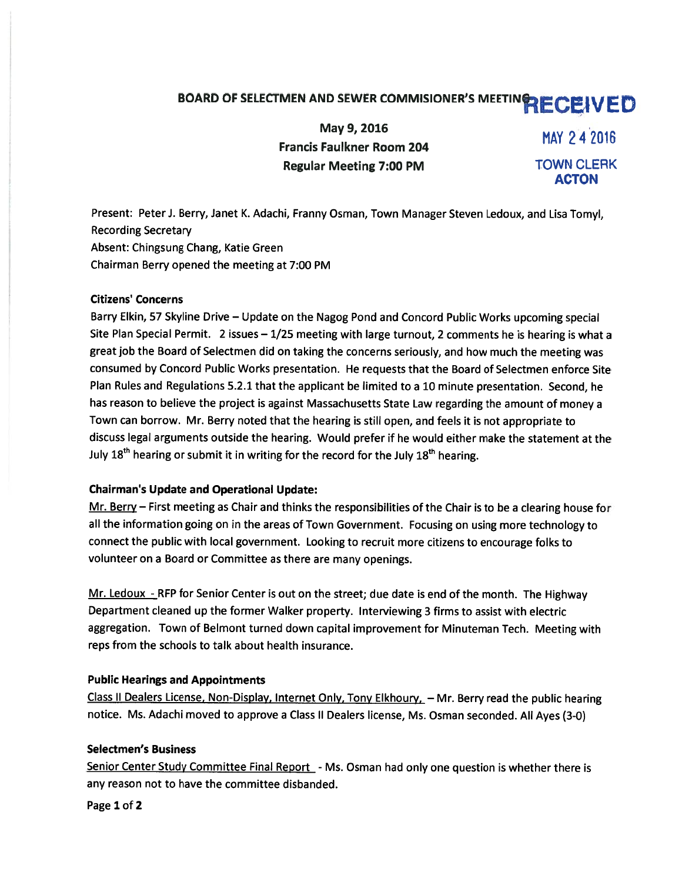# BOARD OF SELECTMEN AND SEWER COMMISIONER'S MEETING

**May 9, 2016**
**Francis Faulkner Room 204**
**Regular Meeting 7:00 PM**

RECEIVED
MAY 24 2016
TOWN CLERK
ACTON

Present: Peter J. Berry, Janet K. Adachi, Franny Osman, Town Manager Steven Ledoux, and Lisa Tomyl, Recording Secretary
Absent: Chingsung Chang, Katie Green
Chairman Berry opened the meeting at 7:00 PM

**Citizens' Concerns**

Barry Elkin, 57 Skyline Drive – Update on the Nagog Pond and Concord Public Works upcoming special Site Plan Special Permit. 2 issues – 1/25 meeting with large turnout, 2 comments he is hearing is what a great job the Board of Selectmen did on taking the concerns seriously, and how much the meeting was consumed by Concord Public Works presentation. He requests that the Board of Selectmen enforce Site Plan Rules and Regulations 5.2.1 that the applicant be limited to a 10 minute presentation. Second, he has reason to believe the project is against Massachusetts State Law regarding the amount of money a Town can borrow. Mr. Berry noted that the hearing is still open, and feels it is not appropriate to discuss legal arguments outside the hearing. Would prefer if he would either make the statement at the July 18th hearing or submit it in writing for the record for the July 18th hearing.

**Chairman's Update and Operational Update:**

Mr. Berry – First meeting as Chair and thinks the responsibilities of the Chair is to be a clearing house for all the information going on in the areas of Town Government. Focusing on using more technology to connect the public with local government. Looking to recruit more citizens to encourage folks to volunteer on a Board or Committee as there are many openings.

Mr. Ledoux – RFP for Senior Center is out on the street; due date is end of the month. The Highway Department cleaned up the former Walker property. Interviewing 3 firms to assist with electric aggregation. Town of Belmont turned down capital improvement for Minuteman Tech. Meeting with reps from the schools to talk about health insurance.

**Public Hearings and Appointments**

Class II Dealers License, Non-Display, Internet Only, Tony Elkhoury, – Mr. Berry read the public hearing notice. Ms. Adachi moved to approve a Class II Dealers license, Ms. Osman seconded. All Ayes (3-0)

**Selectmen's Business**

Senior Center Study Committee Final Report – Ms. Osman had only one question is whether there is any reason not to have the committee disbanded.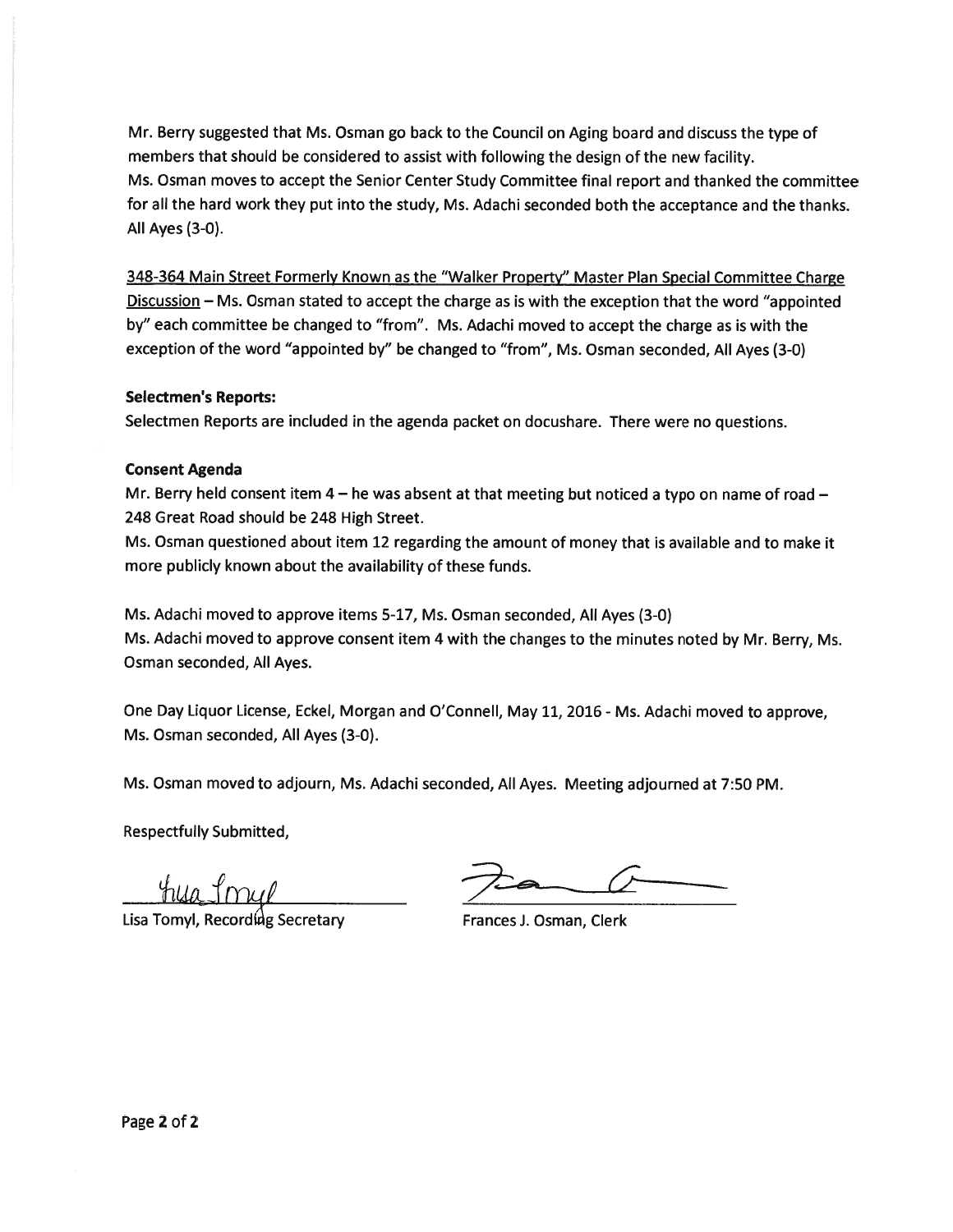Mr. Berry suggested that Ms. Osman go back to the Council on Aging board and discuss the type of members that should be considered to assist with following the design of the new facility.
Ms. Osman moves to accept the Senior Center Study Committee final report and thanked the committee for all the hard work they put into the study, Ms. Adachi seconded both the acceptance and the thanks. All Ayes (3-0).

348-364 Main Street Formerly Known as the "Walker Property" Master Plan Special Committee Charge Discussion – Ms. Osman stated to accept the charge as is with the exception that the word "appointed by" each committee be changed to "from". Ms. Adachi moved to accept the charge as is with the exception of the word "appointed by" be changed to "from", Ms. Osman seconded, All Ayes (3-0)

**Selectmen's Reports:**

Selectmen Reports are included in the agenda packet on docushare. There were no questions.

**Consent Agenda**

Mr. Berry held consent item 4 – he was absent at that meeting but noticed a typo on name of road – 248 Great Road should be 248 High Street.
Ms. Osman questioned about item 12 regarding the amount of money that is available and to make it more publicly known about the availability of these funds.

Ms. Adachi moved to approve items 5-17, Ms. Osman seconded, All Ayes (3-0)
Ms. Adachi moved to approve consent item 4 with the changes to the minutes noted by Mr. Berry, Ms. Osman seconded, All Ayes.

One Day Liquor License, Eckel, Morgan and O'Connell, May 11, 2016 - Ms. Adachi moved to approve, Ms. Osman seconded, All Ayes (3-0).

Ms. Osman moved to adjourn, Ms. Adachi seconded, All Ayes. Meeting adjourned at 7:50 PM.

Respectfully Submitted,

Lisa Tomyl, Recording Secretary

Frances J. Osman, Clerk